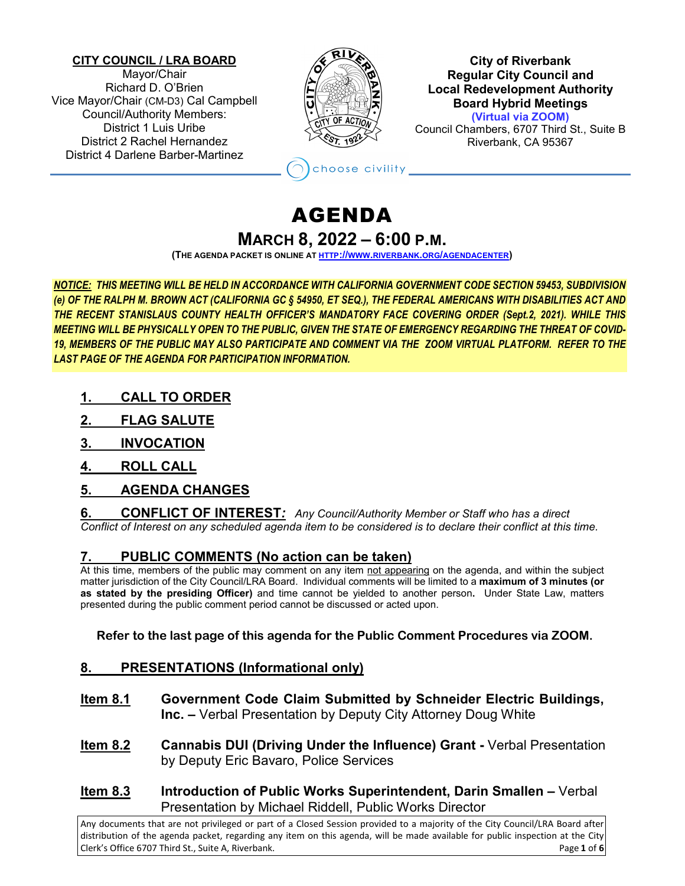**CITY COUNCIL / LRA BOARD**
Mayor/Chair
Richard D. O'Brien
Vice Mayor/Chair (CM-D3) Cal Campbell
Council/Authority Members:
District 1 Luis Uribe
District 2 Rachel Hernandez
District 4 Darlene Barber-Martinez

**City of Riverbank**
**Regular City Council and**
**Local Redevelopment Authority**
**Board Hybrid Meetings**
**(Virtual via ZOOM)**
Council Chambers, 6707 Third St., Suite B
Riverbank, CA 95367

choose civility

# AGENDA

## MARCH 8, 2022 – 6:00 P.M.

**(THE AGENDA PACKET IS ONLINE AT HTTP://WWW.RIVERBANK.ORG/AGENDACENTER)**

***NOTICE: THIS MEETING WILL BE HELD IN ACCORDANCE WITH CALIFORNIA GOVERNMENT CODE SECTION 59453, SUBDIVISION (e) OF THE RALPH M. BROWN ACT (CALIFORNIA GC § 54950, ET SEQ.), THE FEDERAL AMERICANS WITH DISABILITIES ACT AND THE RECENT STANISLAUS COUNTY HEALTH OFFICER'S MANDATORY FACE COVERING ORDER (Sept.2, 2021). WHILE THIS MEETING WILL BE PHYSICALLY OPEN TO THE PUBLIC, GIVEN THE STATE OF EMERGENCY REGARDING THE THREAT OF COVID-19, MEMBERS OF THE PUBLIC MAY ALSO PARTICIPATE AND COMMENT VIA THE ZOOM VIRTUAL PLATFORM. REFER TO THE LAST PAGE OF THE AGENDA FOR PARTICIPATION INFORMATION.***

### 1. CALL TO ORDER

### 2. FLAG SALUTE

### 3. INVOCATION

### 4. ROLL CALL

### 5. AGENDA CHANGES

### 6. CONFLICT OF INTEREST:

*Any Council/Authority Member or Staff who has a direct Conflict of Interest on any scheduled agenda item to be considered is to declare their conflict at this time.*

### 7. PUBLIC COMMENTS (No action can be taken)

At this time, members of the public may comment on any item not appearing on the agenda, and within the subject matter jurisdiction of the City Council/LRA Board. Individual comments will be limited to a **maximum of 3 minutes (or as stated by the presiding Officer)** and time cannot be yielded to another person**.** Under State Law, matters presented during the public comment period cannot be discussed or acted upon.

**Refer to the last page of this agenda for the Public Comment Procedures via ZOOM.**

### 8. PRESENTATIONS (Informational only)

**Item 8.1** **Government Code Claim Submitted by Schneider Electric Buildings, Inc. –** Verbal Presentation by Deputy City Attorney Doug White

**Item 8.2** **Cannabis DUI (Driving Under the Influence) Grant -** Verbal Presentation by Deputy Eric Bavaro, Police Services

**Item 8.3** **Introduction of Public Works Superintendent, Darin Smallen –** Verbal Presentation by Michael Riddell, Public Works Director

Any documents that are not privileged or part of a Closed Session provided to a majority of the City Council/LRA Board after distribution of the agenda packet, regarding any item on this agenda, will be made available for public inspection at the City Clerk's Office 6707 Third St., Suite A, Riverbank.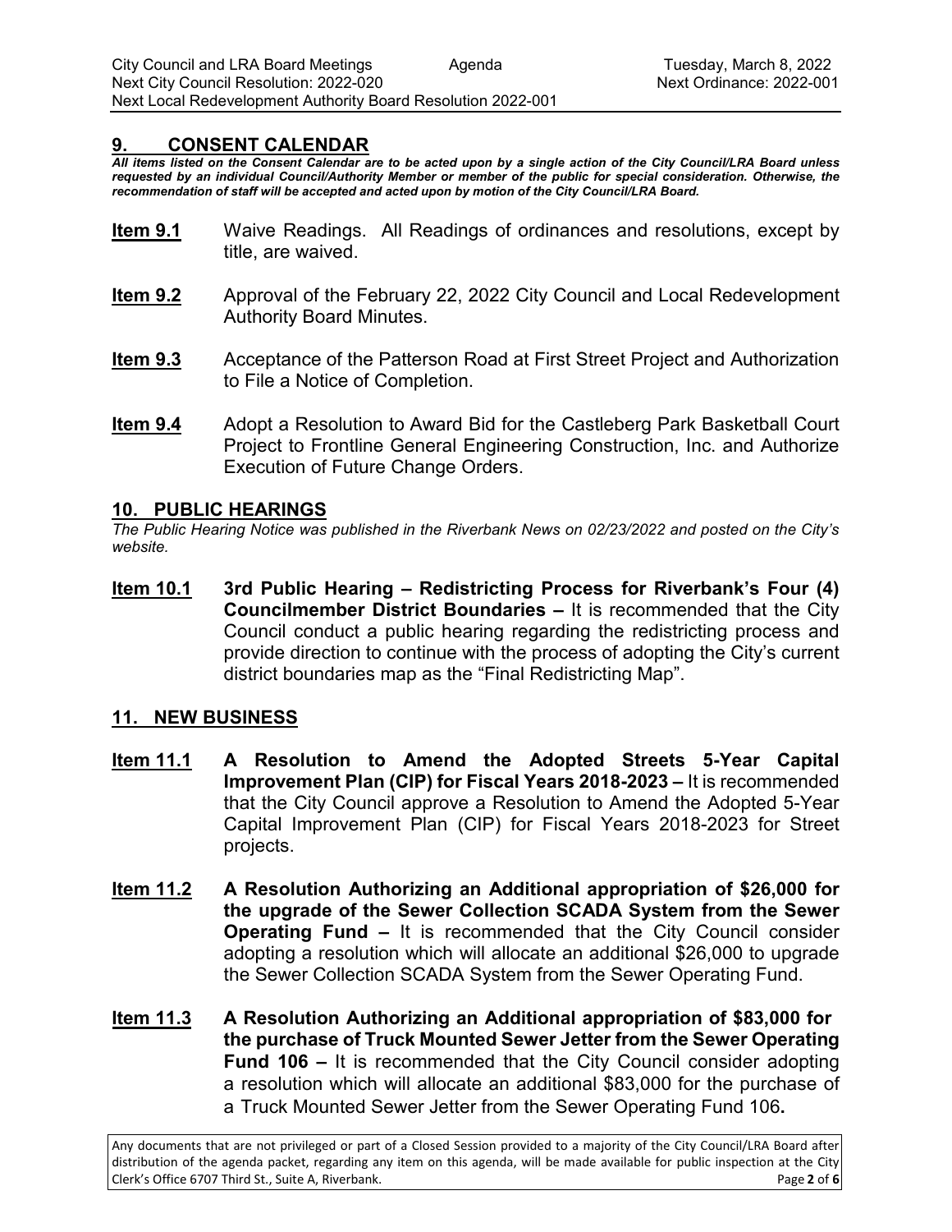## 9. CONSENT CALENDAR

***All items listed on the Consent Calendar are to be acted upon by a single action of the City Council/LRA Board unless requested by an individual Council/Authority Member or member of the public for special consideration. Otherwise, the recommendation of staff will be accepted and acted upon by motion of the City Council/LRA Board.***

**Item 9.1** Waive Readings. All Readings of ordinances and resolutions, except by title, are waived.

**Item 9.2** Approval of the February 22, 2022 City Council and Local Redevelopment Authority Board Minutes.

**Item 9.3** Acceptance of the Patterson Road at First Street Project and Authorization to File a Notice of Completion.

**Item 9.4** Adopt a Resolution to Award Bid for the Castleberg Park Basketball Court Project to Frontline General Engineering Construction, Inc. and Authorize Execution of Future Change Orders.

## 10. PUBLIC HEARINGS

*The Public Hearing Notice was published in the Riverbank News on 02/23/2022 and posted on the City's website.*

**Item 10.1** **3rd Public Hearing – Redistricting Process for Riverbank's Four (4) Councilmember District Boundaries –** It is recommended that the City Council conduct a public hearing regarding the redistricting process and provide direction to continue with the process of adopting the City's current district boundaries map as the "Final Redistricting Map".

## 11. NEW BUSINESS

**Item 11.1** **A Resolution to Amend the Adopted Streets 5-Year Capital Improvement Plan (CIP) for Fiscal Years 2018-2023 –** It is recommended that the City Council approve a Resolution to Amend the Adopted 5-Year Capital Improvement Plan (CIP) for Fiscal Years 2018-2023 for Street projects.

**Item 11.2** **A Resolution Authorizing an Additional appropriation of $26,000 for the upgrade of the Sewer Collection SCADA System from the Sewer Operating Fund –** It is recommended that the City Council consider adopting a resolution which will allocate an additional $26,000 to upgrade the Sewer Collection SCADA System from the Sewer Operating Fund.

**Item 11.3** **A Resolution Authorizing an Additional appropriation of $83,000 for the purchase of Truck Mounted Sewer Jetter from the Sewer Operating Fund 106 –** It is recommended that the City Council consider adopting a resolution which will allocate an additional $83,000 for the purchase of a Truck Mounted Sewer Jetter from the Sewer Operating Fund 106**.**

Any documents that are not privileged or part of a Closed Session provided to a majority of the City Council/LRA Board after distribution of the agenda packet, regarding any item on this agenda, will be made available for public inspection at the City Clerk's Office 6707 Third St., Suite A, Riverbank.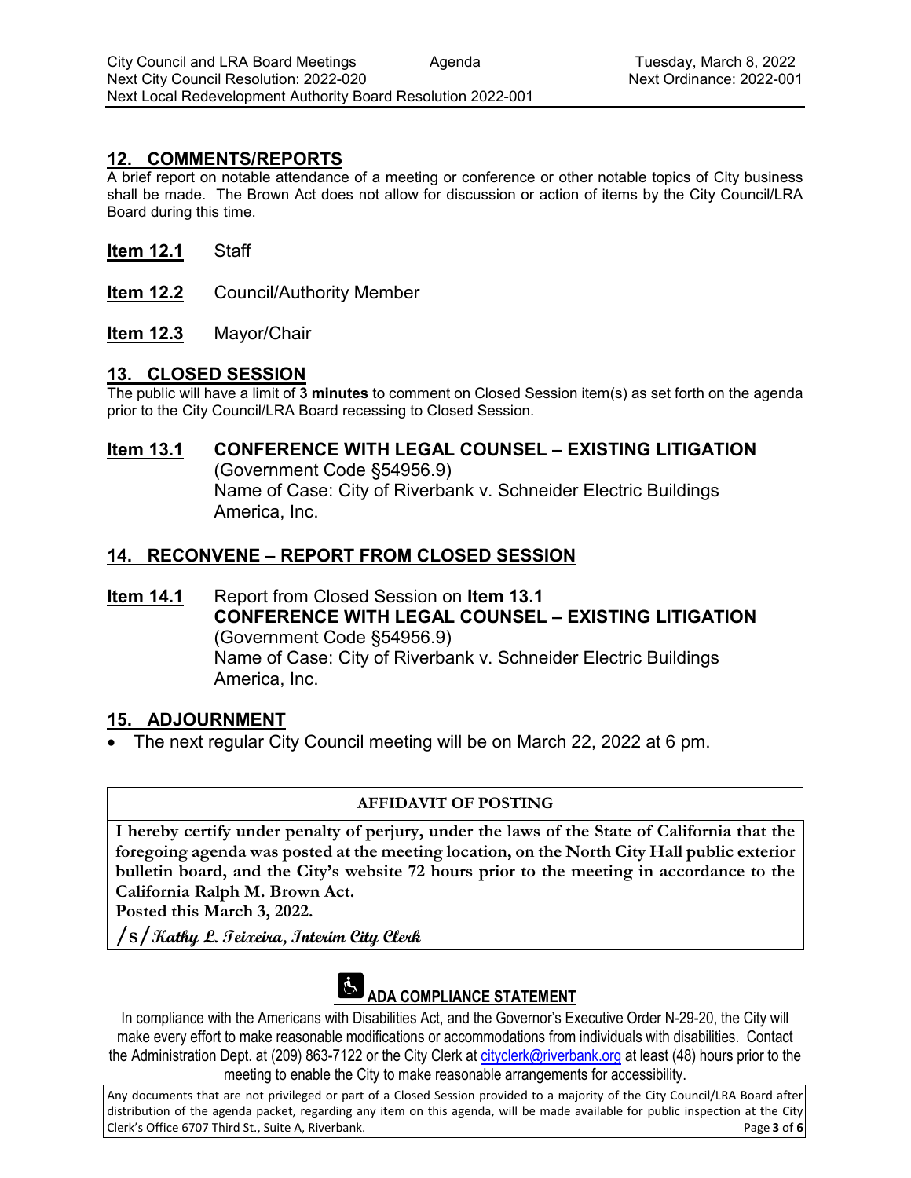## 12. COMMENTS/REPORTS

A brief report on notable attendance of a meeting or conference or other notable topics of City business shall be made. The Brown Act does not allow for discussion or action of items by the City Council/LRA Board during this time.

**Item 12.1** Staff

**Item 12.2** Council/Authority Member

**Item 12.3** Mayor/Chair

## 13. CLOSED SESSION

The public will have a limit of **3 minutes** to comment on Closed Session item(s) as set forth on the agenda prior to the City Council/LRA Board recessing to Closed Session.

**Item 13.1** **CONFERENCE WITH LEGAL COUNSEL – EXISTING LITIGATION**
(Government Code §54956.9)
Name of Case: City of Riverbank v. Schneider Electric Buildings America, Inc.

## 14. RECONVENE – REPORT FROM CLOSED SESSION

**Item 14.1** Report from Closed Session on **Item 13.1**
**CONFERENCE WITH LEGAL COUNSEL – EXISTING LITIGATION**
(Government Code §54956.9)
Name of Case: City of Riverbank v. Schneider Electric Buildings America, Inc.

## 15. ADJOURNMENT

- The next regular City Council meeting will be on March 22, 2022 at 6 pm.

**AFFIDAVIT OF POSTING**

**I hereby certify under penalty of perjury, under the laws of the State of California that the foregoing agenda was posted at the meeting location, on the North City Hall public exterior bulletin board, and the City's website 72 hours prior to the meeting in accordance to the California Ralph M. Brown Act.**
**Posted this March 3, 2022.**
**/s/ Kathy L. Teixeira, Interim City Clerk**

**ADA COMPLIANCE STATEMENT**

In compliance with the Americans with Disabilities Act, and the Governor's Executive Order N-29-20, the City will make every effort to make reasonable modifications or accommodations from individuals with disabilities. Contact the Administration Dept. at (209) 863-7122 or the City Clerk at cityclerk@riverbank.org at least (48) hours prior to the meeting to enable the City to make reasonable arrangements for accessibility.

Any documents that are not privileged or part of a Closed Session provided to a majority of the City Council/LRA Board after distribution of the agenda packet, regarding any item on this agenda, will be made available for public inspection at the City Clerk's Office 6707 Third St., Suite A, Riverbank.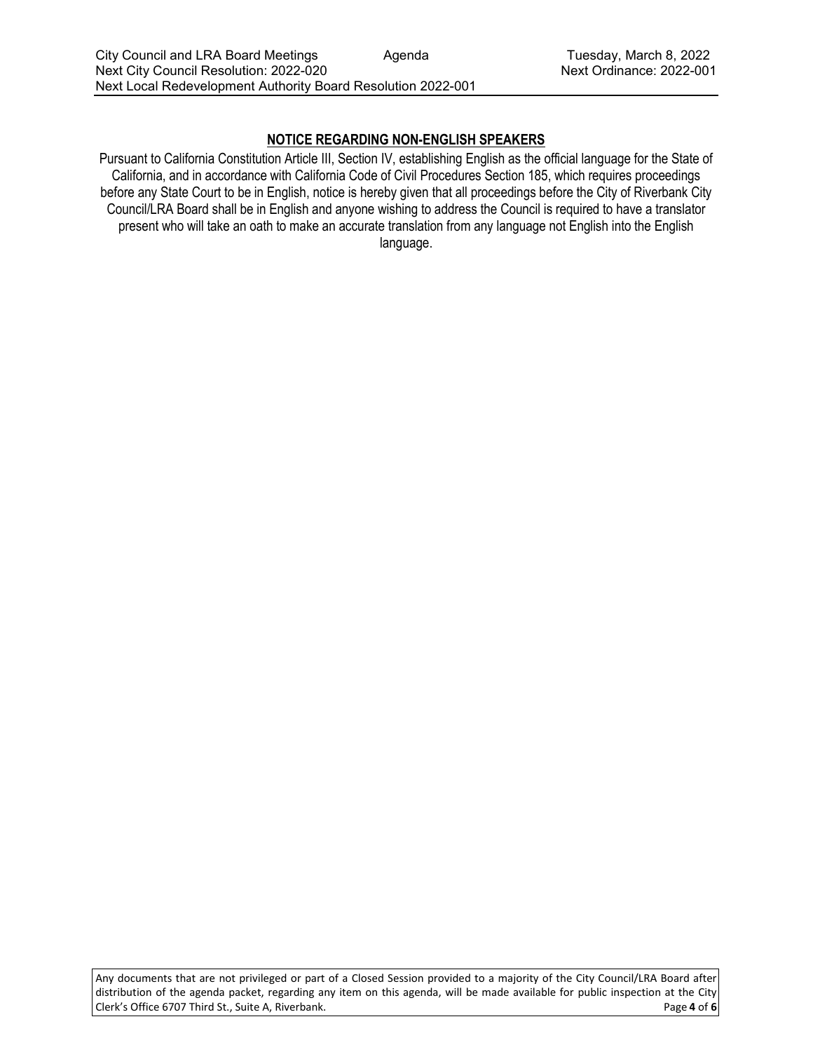## NOTICE REGARDING NON-ENGLISH SPEAKERS

Pursuant to California Constitution Article III, Section IV, establishing English as the official language for the State of California, and in accordance with California Code of Civil Procedures Section 185, which requires proceedings before any State Court to be in English, notice is hereby given that all proceedings before the City of Riverbank City Council/LRA Board shall be in English and anyone wishing to address the Council is required to have a translator present who will take an oath to make an accurate translation from any language not English into the English language.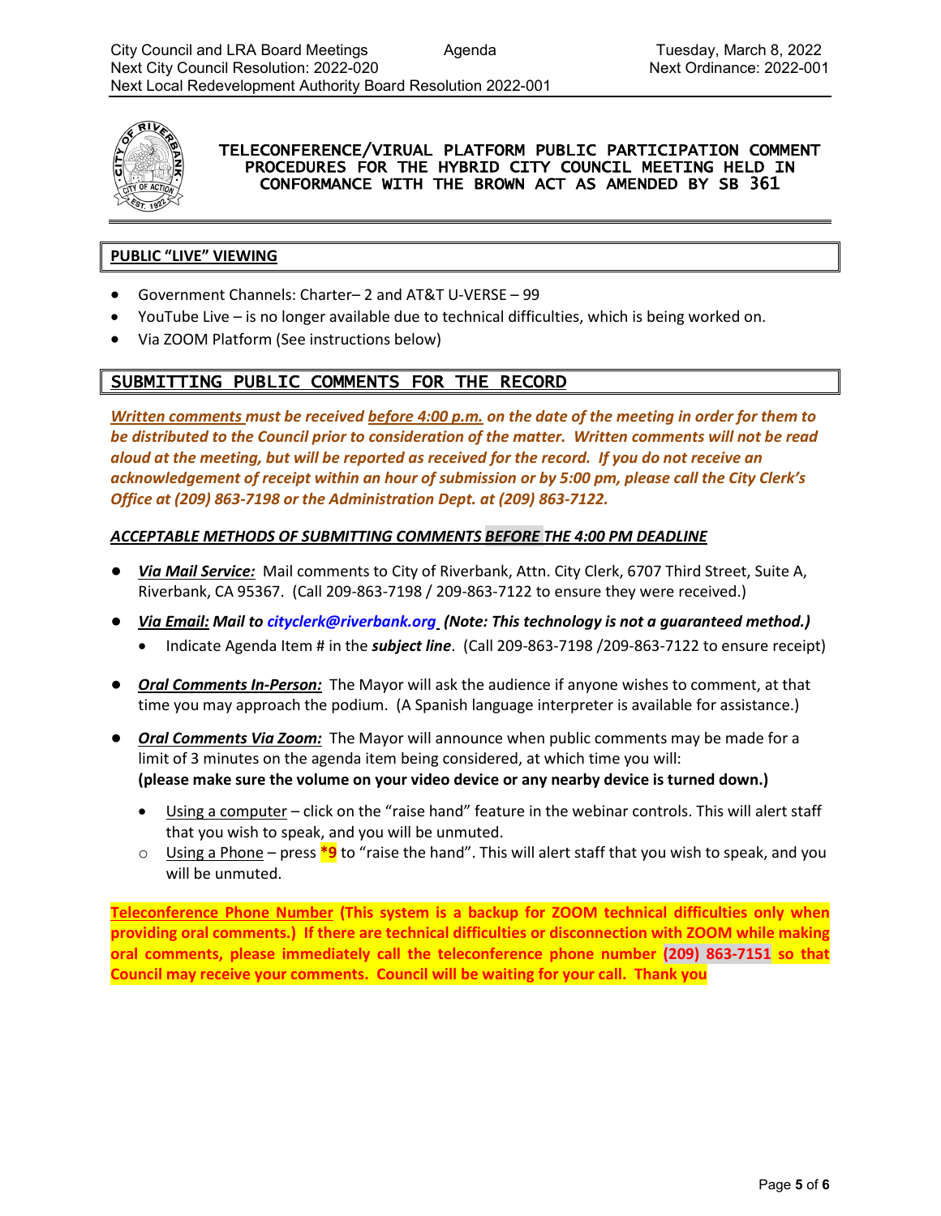# TELECONFERENCE/VIRUAL PLATFORM PUBLIC PARTICIPATION COMMENT PROCEDURES FOR THE HYBRID CITY COUNCIL MEETING HELD IN CONFORMANCE WITH THE BROWN ACT AS AMENDED BY SB 361

## PUBLIC "LIVE" VIEWING

- Government Channels: Charter– 2 and AT&T U-VERSE – 99
- YouTube Live – is no longer available due to technical difficulties, which is being worked on.
- Via ZOOM Platform (See instructions below)

## SUBMITTING PUBLIC COMMENTS FOR THE RECORD

***Written comments must be received before 4:00 p.m. on the date of the meeting in order for them to be distributed to the Council prior to consideration of the matter. Written comments will not be read aloud at the meeting, but will be reported as received for the record. If you do not receive an acknowledgement of receipt within an hour of submission or by 5:00 pm, please call the City Clerk's Office at (209) 863-7198 or the Administration Dept. at (209) 863-7122.***

***ACCEPTABLE METHODS OF SUBMITTING COMMENTS BEFORE THE 4:00 PM DEADLINE***

- ***Via Mail Service:*** Mail comments to City of Riverbank, Attn. City Clerk, 6707 Third Street, Suite A, Riverbank, CA 95367. (Call 209-863-7198 / 209-863-7122 to ensure they were received.)
- ***Via Email: Mail to cityclerk@riverbank.org (Note: This technology is not a guaranteed method.)***
  - Indicate Agenda Item # in the ***subject line***. (Call 209-863-7198 /209-863-7122 to ensure receipt)
- ***Oral Comments In-Person:*** The Mayor will ask the audience if anyone wishes to comment, at that time you may approach the podium. (A Spanish language interpreter is available for assistance.)
- ***Oral Comments Via Zoom:*** The Mayor will announce when public comments may be made for a limit of 3 minutes on the agenda item being considered, at which time you will:
  **(please make sure the volume on your video device or any nearby device is turned down.)**
  - Using a computer – click on the "raise hand" feature in the webinar controls. This will alert staff that you wish to speak, and you will be unmuted.
  - Using a Phone – press **\*9** to "raise the hand". This will alert staff that you wish to speak, and you will be unmuted.

**Teleconference Phone Number (This system is a backup for ZOOM technical difficulties only when providing oral comments.) If there are technical difficulties or disconnection with ZOOM while making oral comments, please immediately call the teleconference phone number (209) 863-7151 so that Council may receive your comments. Council will be waiting for your call. Thank you**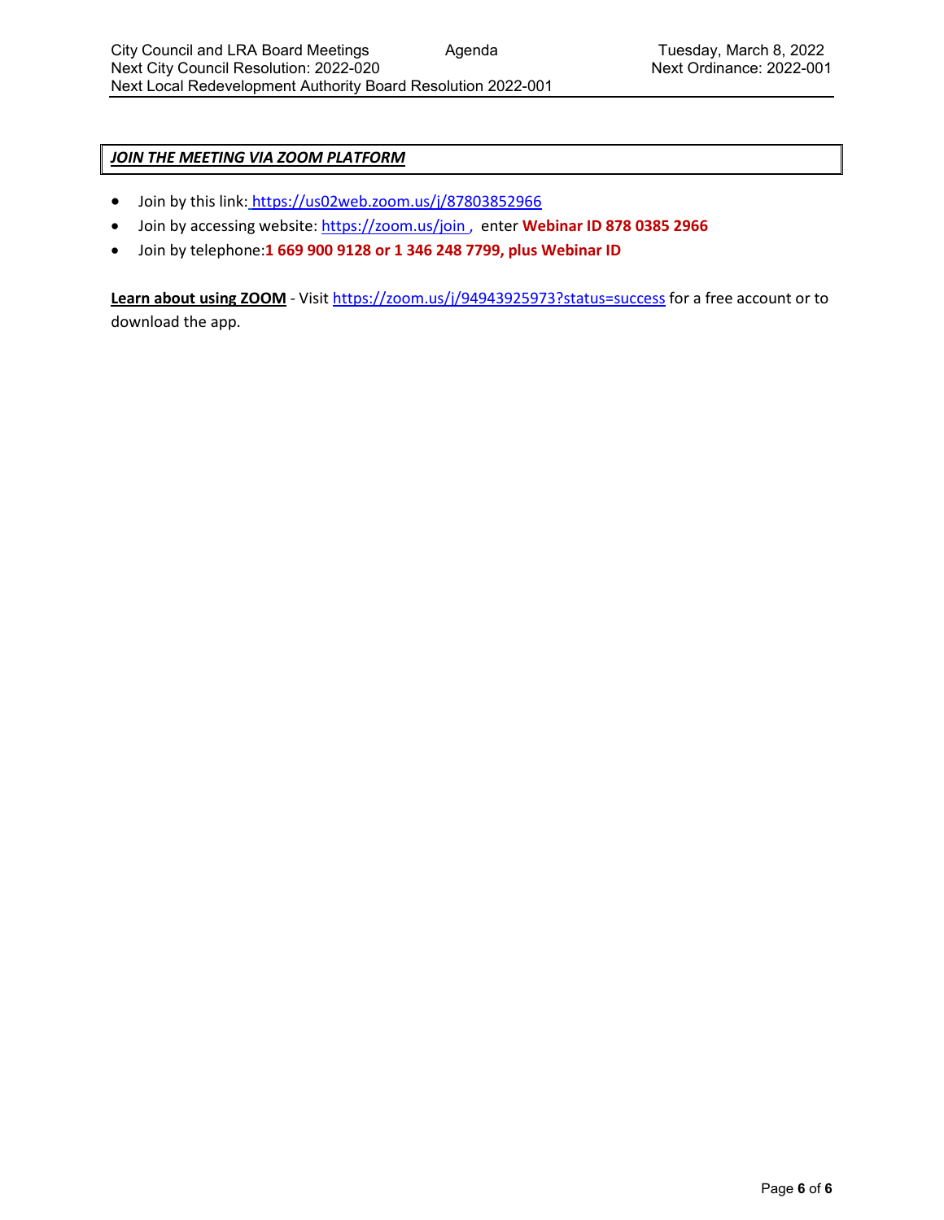***JOIN THE MEETING VIA ZOOM PLATFORM***

- Join by this link: https://us02web.zoom.us/j/87803852966
- Join by accessing website: https://zoom.us/join , enter **Webinar ID 878 0385 2966**
- Join by telephone:**1 669 900 9128 or 1 346 248 7799, plus Webinar ID**

**Learn about using ZOOM** - Visit https://zoom.us/j/94943925973?status=success for a free account or to download the app.